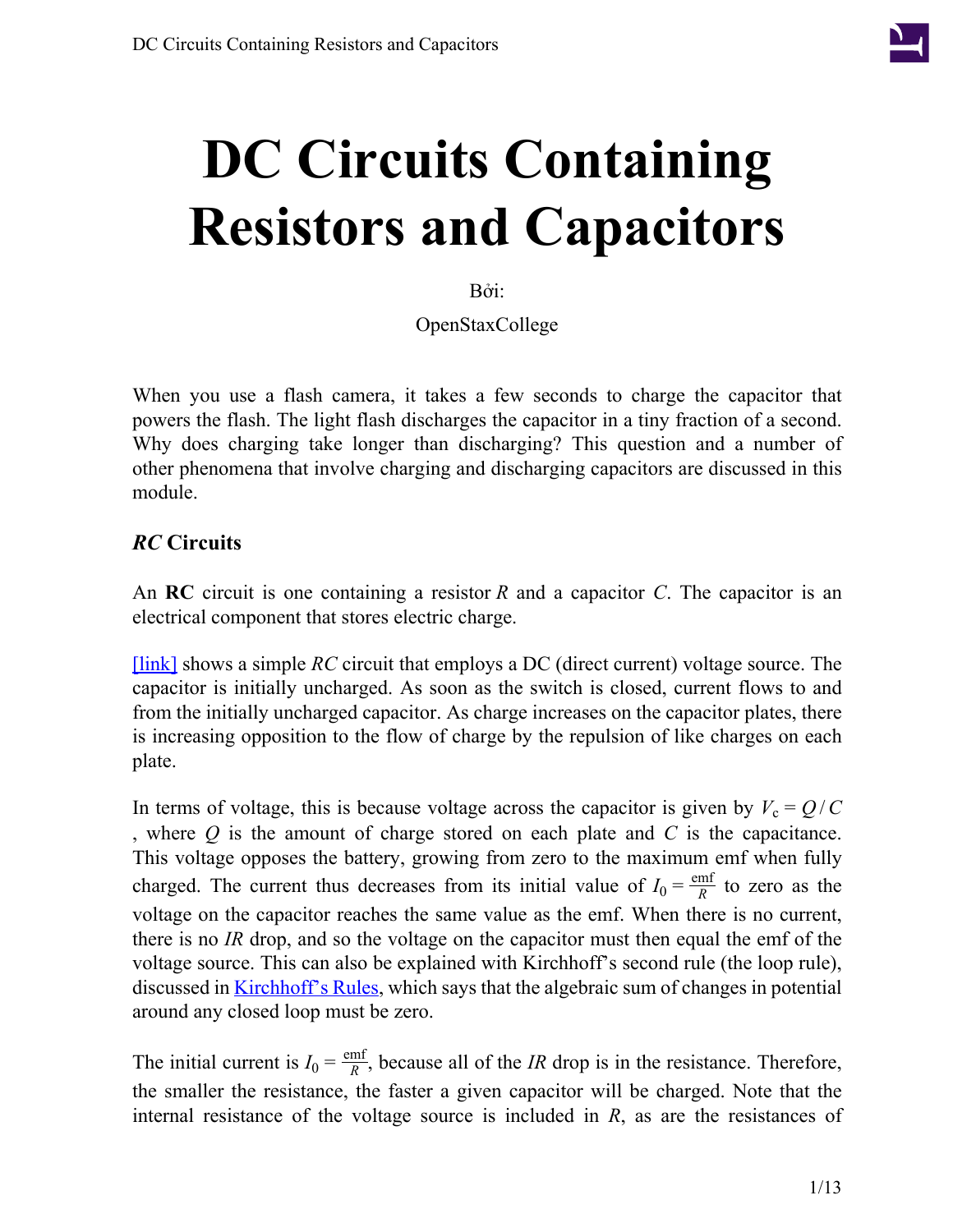# DC Circuits Containing Resistors and Capacitors

Bởi:

OpenStaxCollege

When you use a flash camera, it takes a few seconds to charge the capacitor that powers the flash. The light flash discharges the capacitor in a tiny fraction of a second. Why does charging take longer than discharging? This question and a number of other phenomena that involve charging and discharging capacitors are discussed in this module.

## *RC* Circuits

An **RC** circuit is one containing a resistor $R$ and a capacitor $C$. The capacitor is an electrical component that stores electric charge.

[link] shows a simple *RC* circuit that employs a DC (direct current) voltage source. The capacitor is initially uncharged. As soon as the switch is closed, current flows to and from the initially uncharged capacitor. As charge increases on the capacitor plates, there is increasing opposition to the flow of charge by the repulsion of like charges on each plate.

In terms of voltage, this is because voltage across the capacitor is given by $V_c = Q/C$, where $Q$ is the amount of charge stored on each plate and $C$ is the capacitance. This voltage opposes the battery, growing from zero to the maximum emf when fully charged. The current thus decreases from its initial value of $I_0 = \frac{\text{emf}}{R}$ to zero as the voltage on the capacitor reaches the same value as the emf. When there is no current, there is no $IR$ drop, and so the voltage on the capacitor must then equal the emf of the voltage source. This can also be explained with Kirchhoff's second rule (the loop rule), discussed in Kirchhoff's Rules, which says that the algebraic sum of changes in potential around any closed loop must be zero.

The initial current is $I_0 = \frac{\text{emf}}{R}$, because all of the $IR$ drop is in the resistance. Therefore, the smaller the resistance, the faster a given capacitor will be charged. Note that the internal resistance of the voltage source is included in $R$, as are the resistances of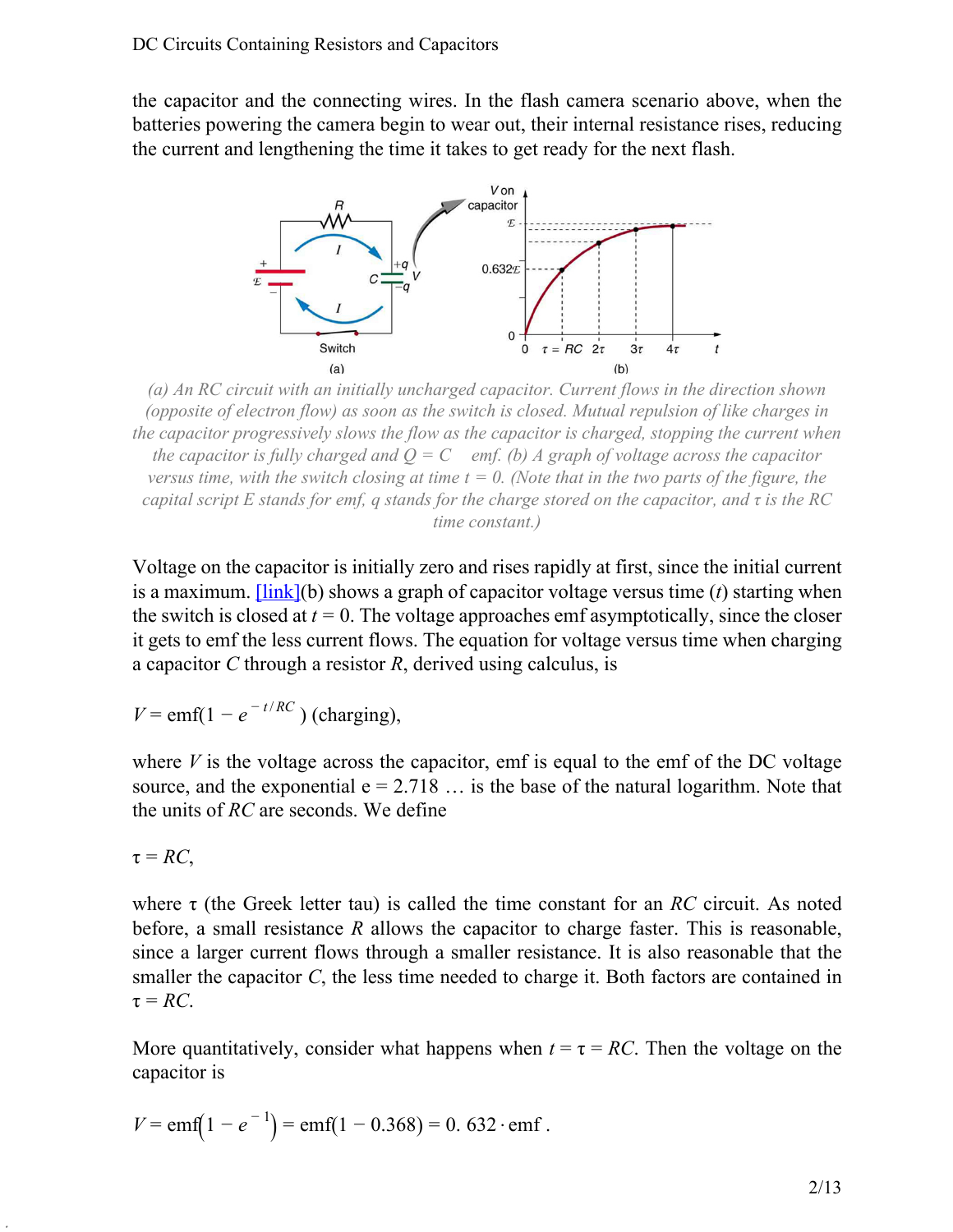the capacitor and the connecting wires. In the flash camera scenario above, when the batteries powering the camera begin to wear out, their internal resistance rises, reducing the current and lengthening the time it takes to get ready for the next flash.

*(a) An RC circuit with an initially uncharged capacitor. Current flows in the direction shown (opposite of electron flow) as soon as the switch is closed. Mutual repulsion of like charges in the capacitor progressively slows the flow as the capacitor is charged, stopping the current when the capacitor is fully charged and $Q = C \cdot \text{emf}$. (b) A graph of voltage across the capacitor versus time, with the switch closing at time $t = 0$. (Note that in the two parts of the figure, the capital script E stands for emf, q stands for the charge stored on the capacitor, and $\tau$ is the RC time constant.)*

Voltage on the capacitor is initially zero and rises rapidly at first, since the initial current is a maximum. [link](b) shows a graph of capacitor voltage versus time ($t$) starting when the switch is closed at $t = 0$. The voltage approaches emf asymptotically, since the closer it gets to emf the less current flows. The equation for voltage versus time when charging a capacitor $C$ through a resistor $R$, derived using calculus, is

$$V = \text{emf}(1 - e^{-t/RC}) \text{ (charging)},$$

where $V$ is the voltage across the capacitor, emf is equal to the emf of the DC voltage source, and the exponential e = 2.718 … is the base of the natural logarithm. Note that the units of $RC$ are seconds. We define

$$\tau = RC,$$

where $\tau$ (the Greek letter tau) is called the time constant for an $RC$ circuit. As noted before, a small resistance $R$ allows the capacitor to charge faster. This is reasonable, since a larger current flows through a smaller resistance. It is also reasonable that the smaller the capacitor $C$, the less time needed to charge it. Both factors are contained in $\tau = RC$.

More quantitatively, consider what happens when $t = \tau = RC$. Then the voltage on the capacitor is

$$V = \text{emf}\left(1 - e^{-1}\right) = \text{emf}(1 - 0.368) = 0.632 \cdot \text{emf}.$$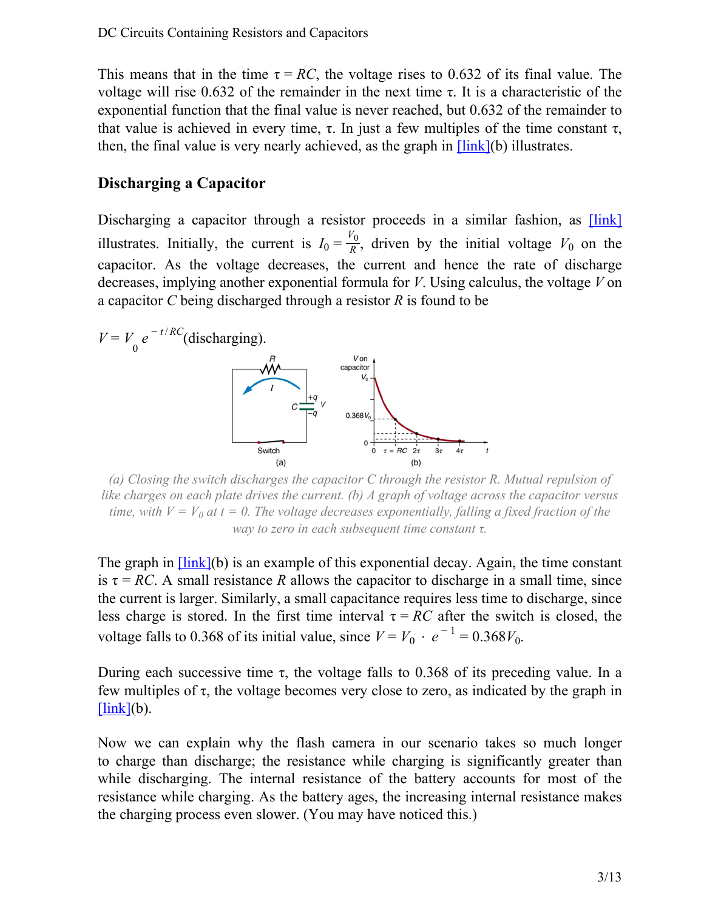This means that in the time $\tau = RC$, the voltage rises to 0.632 of its final value. The voltage will rise 0.632 of the remainder in the next time $\tau$. It is a characteristic of the exponential function that the final value is never reached, but 0.632 of the remainder to that value is achieved in every time, $\tau$. In just a few multiples of the time constant $\tau$, then, the final value is very nearly achieved, as the graph in [link](b) illustrates.

## Discharging a Capacitor

Discharging a capacitor through a resistor proceeds in a similar fashion, as [link] illustrates. Initially, the current is $I_0 = \frac{V_0}{R}$, driven by the initial voltage $V_0$ on the capacitor. As the voltage decreases, the current and hence the rate of discharge decreases, implying another exponential formula for $V$. Using calculus, the voltage $V$ on a capacitor $C$ being discharged through a resistor $R$ is found to be

$$V = V_0 e^{-t/RC} \text{(discharging)}.$$

*(a) Closing the switch discharges the capacitor C through the resistor R. Mutual repulsion of like charges on each plate drives the current. (b) A graph of voltage across the capacitor versus time, with $V = V_0$ at $t = 0$. The voltage decreases exponentially, falling a fixed fraction of the way to zero in each subsequent time constant $\tau$.*

The graph in [link](b) is an example of this exponential decay. Again, the time constant is $\tau = RC$. A small resistance $R$ allows the capacitor to discharge in a small time, since the current is larger. Similarly, a small capacitance requires less time to discharge, since less charge is stored. In the first time interval $\tau = RC$ after the switch is closed, the voltage falls to 0.368 of its initial value, since $V = V_0 \cdot e^{-1} = 0.368V_0$.

During each successive time $\tau$, the voltage falls to 0.368 of its preceding value. In a few multiples of $\tau$, the voltage becomes very close to zero, as indicated by the graph in [link](b).

Now we can explain why the flash camera in our scenario takes so much longer to charge than discharge; the resistance while charging is significantly greater than while discharging. The internal resistance of the battery accounts for most of the resistance while charging. As the battery ages, the increasing internal resistance makes the charging process even slower. (You may have noticed this.)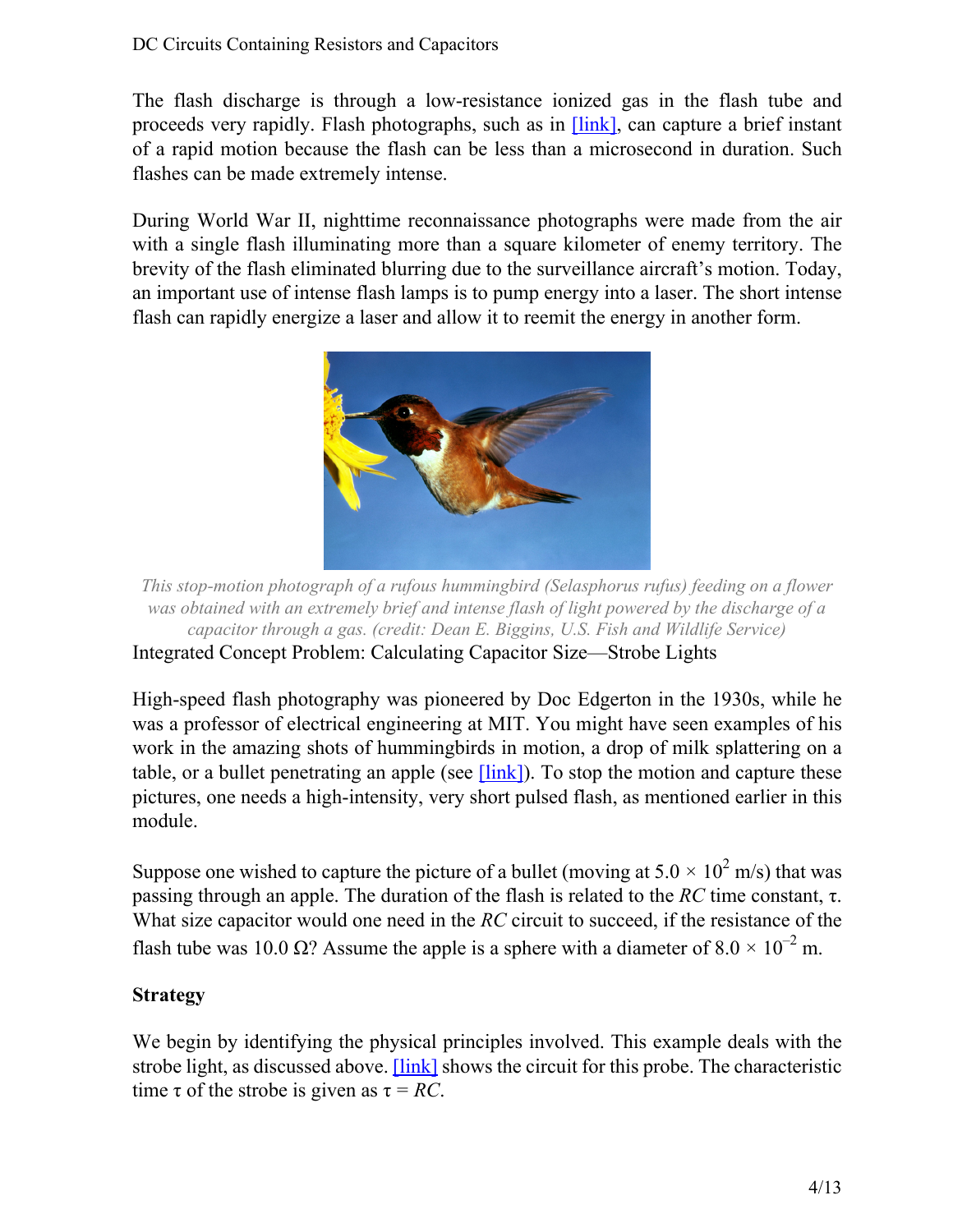The flash discharge is through a low-resistance ionized gas in the flash tube and proceeds very rapidly. Flash photographs, such as in [link], can capture a brief instant of a rapid motion because the flash can be less than a microsecond in duration. Such flashes can be made extremely intense.

During World War II, nighttime reconnaissance photographs were made from the air with a single flash illuminating more than a square kilometer of enemy territory. The brevity of the flash eliminated blurring due to the surveillance aircraft's motion. Today, an important use of intense flash lamps is to pump energy into a laser. The short intense flash can rapidly energize a laser and allow it to reemit the energy in another form.

*This stop-motion photograph of a rufous hummingbird (Selasphorus rufus) feeding on a flower was obtained with an extremely brief and intense flash of light powered by the discharge of a capacitor through a gas. (credit: Dean E. Biggins, U.S. Fish and Wildlife Service)*

Integrated Concept Problem: Calculating Capacitor Size—Strobe Lights

High-speed flash photography was pioneered by Doc Edgerton in the 1930s, while he was a professor of electrical engineering at MIT. You might have seen examples of his work in the amazing shots of hummingbirds in motion, a drop of milk splattering on a table, or a bullet penetrating an apple (see [link]). To stop the motion and capture these pictures, one needs a high-intensity, very short pulsed flash, as mentioned earlier in this module.

Suppose one wished to capture the picture of a bullet (moving at $5.0 \times 10^2$ m/s) that was passing through an apple. The duration of the flash is related to the $RC$ time constant, $\tau$. What size capacitor would one need in the $RC$ circuit to succeed, if the resistance of the flash tube was 10.0 Ω? Assume the apple is a sphere with a diameter of $8.0 \times 10^{-2}$ m.

**Strategy**

We begin by identifying the physical principles involved. This example deals with the strobe light, as discussed above. [link] shows the circuit for this probe. The characteristic time $\tau$ of the strobe is given as $\tau = RC$.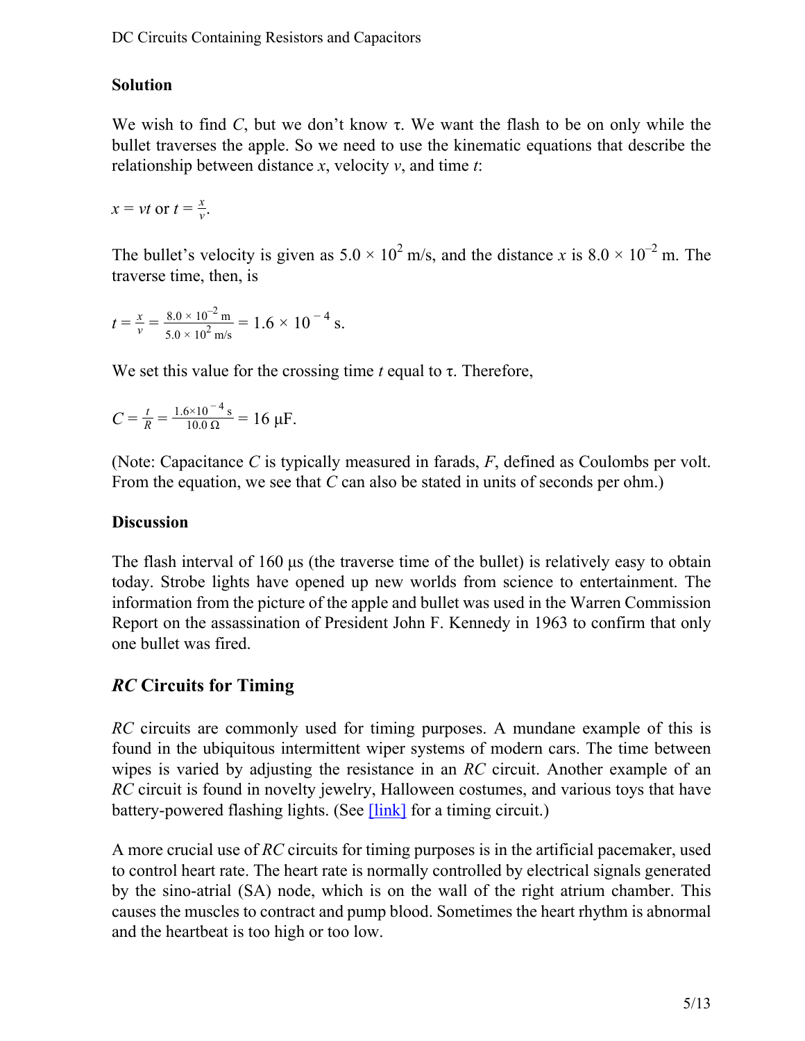### Solution

We wish to find $C$, but we don't know $\tau$. We want the flash to be on only while the bullet traverses the apple. So we need to use the kinematic equations that describe the relationship between distance $x$, velocity $v$, and time $t$:

$$x = vt \text{ or } t = \frac{x}{v}.$$

The bullet's velocity is given as $5.0 \times 10^2$ m/s, and the distance $x$ is $8.0 \times 10^{-2}$ m. The traverse time, then, is

$$t = \frac{x}{v} = \frac{8.0 \times 10^{-2}\text{ m}}{5.0 \times 10^{2}\text{ m/s}} = 1.6 \times 10^{-4}\text{ s}.$$

We set this value for the crossing time $t$ equal to $\tau$. Therefore,

$$C = \frac{t}{R} = \frac{1.6 \times 10^{-4}\text{ s}}{10.0\ \Omega} = 16\ \mu\text{F}.$$

(Note: Capacitance $C$ is typically measured in farads, $F$, defined as Coulombs per volt. From the equation, we see that $C$ can also be stated in units of seconds per ohm.)

### Discussion

The flash interval of 160 μs (the traverse time of the bullet) is relatively easy to obtain today. Strobe lights have opened up new worlds from science to entertainment. The information from the picture of the apple and bullet was used in the Warren Commission Report on the assassination of President John F. Kennedy in 1963 to confirm that only one bullet was fired.

## *RC* Circuits for Timing

*RC* circuits are commonly used for timing purposes. A mundane example of this is found in the ubiquitous intermittent wiper systems of modern cars. The time between wipes is varied by adjusting the resistance in an *RC* circuit. Another example of an *RC* circuit is found in novelty jewelry, Halloween costumes, and various toys that have battery-powered flashing lights. (See [link] for a timing circuit.)

A more crucial use of *RC* circuits for timing purposes is in the artificial pacemaker, used to control heart rate. The heart rate is normally controlled by electrical signals generated by the sino-atrial (SA) node, which is on the wall of the right atrium chamber. This causes the muscles to contract and pump blood. Sometimes the heart rhythm is abnormal and the heartbeat is too high or too low.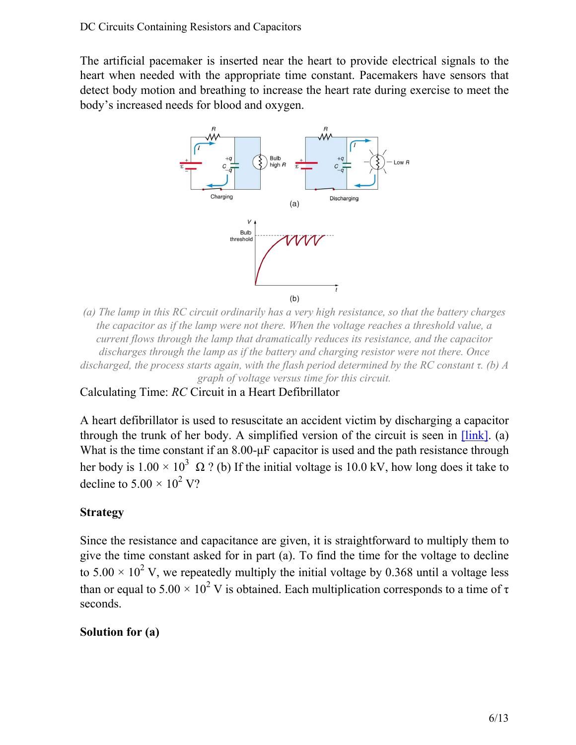The artificial pacemaker is inserted near the heart to provide electrical signals to the heart when needed with the appropriate time constant. Pacemakers have sensors that detect body motion and breathing to increase the heart rate during exercise to meet the body's increased needs for blood and oxygen.

*(a) The lamp in this RC circuit ordinarily has a very high resistance, so that the battery charges the capacitor as if the lamp were not there. When the voltage reaches a threshold value, a current flows through the lamp that dramatically reduces its resistance, and the capacitor discharges through the lamp as if the battery and charging resistor were not there. Once discharged, the process starts again, with the flash period determined by the RC constant τ. (b) A graph of voltage versus time for this circuit.*

Calculating Time: *RC* Circuit in a Heart Defibrillator

A heart defibrillator is used to resuscitate an accident victim by discharging a capacitor through the trunk of her body. A simplified version of the circuit is seen in [link]. (a) What is the time constant if an 8.00-μF capacitor is used and the path resistance through her body is $1.00 \times 10^3\ \Omega$ ? (b) If the initial voltage is 10.0 kV, how long does it take to decline to $5.00 \times 10^2$ V?

**Strategy**

Since the resistance and capacitance are given, it is straightforward to multiply them to give the time constant asked for in part (a). To find the time for the voltage to decline to $5.00 \times 10^2$ V, we repeatedly multiply the initial voltage by 0.368 until a voltage less than or equal to $5.00 \times 10^2$ V is obtained. Each multiplication corresponds to a time of τ seconds.

**Solution for (a)**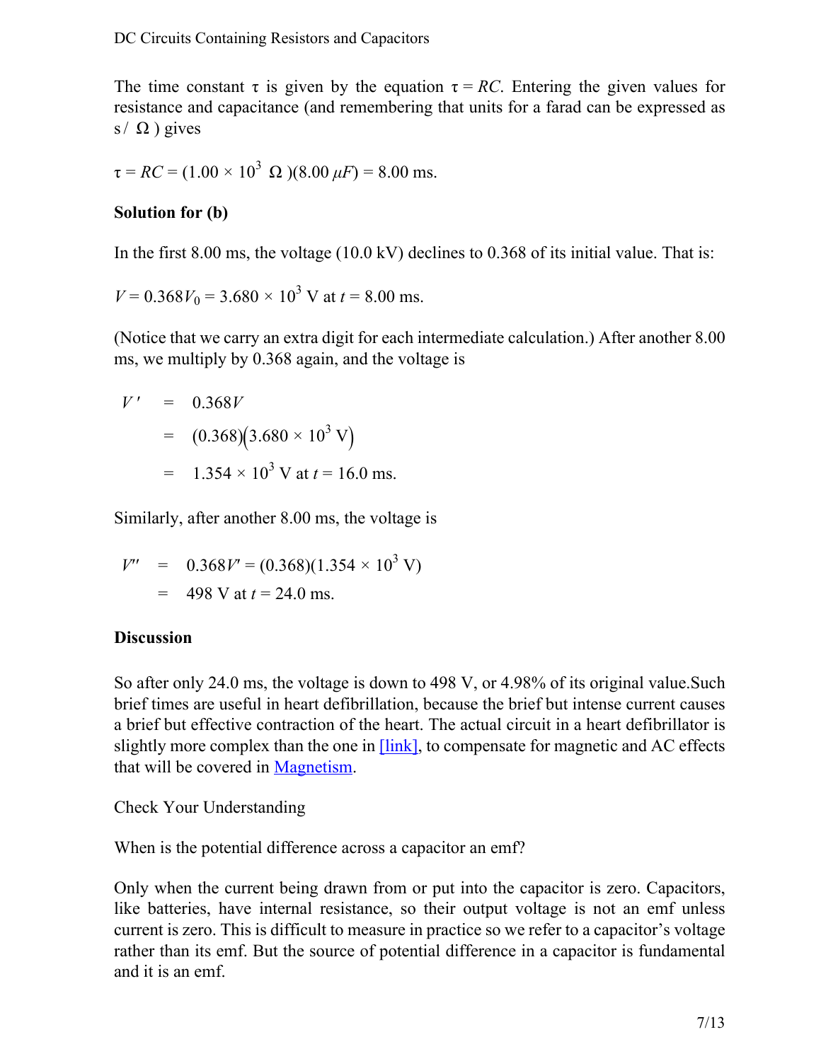The time constant τ is given by the equation $\tau = RC$. Entering the given values for resistance and capacitance (and remembering that units for a farad can be expressed as s / Ω ) gives

$$\tau = RC = (1.00 \times 10^3 \ \Omega)(8.00 \ \mu F) = 8.00 \text{ ms}.$$

**Solution for (b)**

In the first 8.00 ms, the voltage (10.0 kV) declines to 0.368 of its initial value. That is:

$$V = 0.368 V_0 = 3.680 \times 10^3 \text{ V at } t = 8.00 \text{ ms}.$$

(Notice that we carry an extra digit for each intermediate calculation.) After another 8.00 ms, we multiply by 0.368 again, and the voltage is

$$\begin{aligned} V' &= 0.368V \\ &= (0.368)\left(3.680 \times 10^3 \text{ V}\right) \\ &= 1.354 \times 10^3 \text{ V at } t = 16.0 \text{ ms}. \end{aligned}$$

Similarly, after another 8.00 ms, the voltage is

$$\begin{aligned} V'' &= 0.368V' = (0.368)(1.354 \times 10^3 \text{ V}) \\ &= 498 \text{ V at } t = 24.0 \text{ ms}. \end{aligned}$$

**Discussion**

So after only 24.0 ms, the voltage is down to 498 V, or 4.98% of its original value.Such brief times are useful in heart defibrillation, because the brief but intense current causes a brief but effective contraction of the heart. The actual circuit in a heart defibrillator is slightly more complex than the one in [link], to compensate for magnetic and AC effects that will be covered in Magnetism.

Check Your Understanding

When is the potential difference across a capacitor an emf?

Only when the current being drawn from or put into the capacitor is zero. Capacitors, like batteries, have internal resistance, so their output voltage is not an emf unless current is zero. This is difficult to measure in practice so we refer to a capacitor's voltage rather than its emf. But the source of potential difference in a capacitor is fundamental and it is an emf.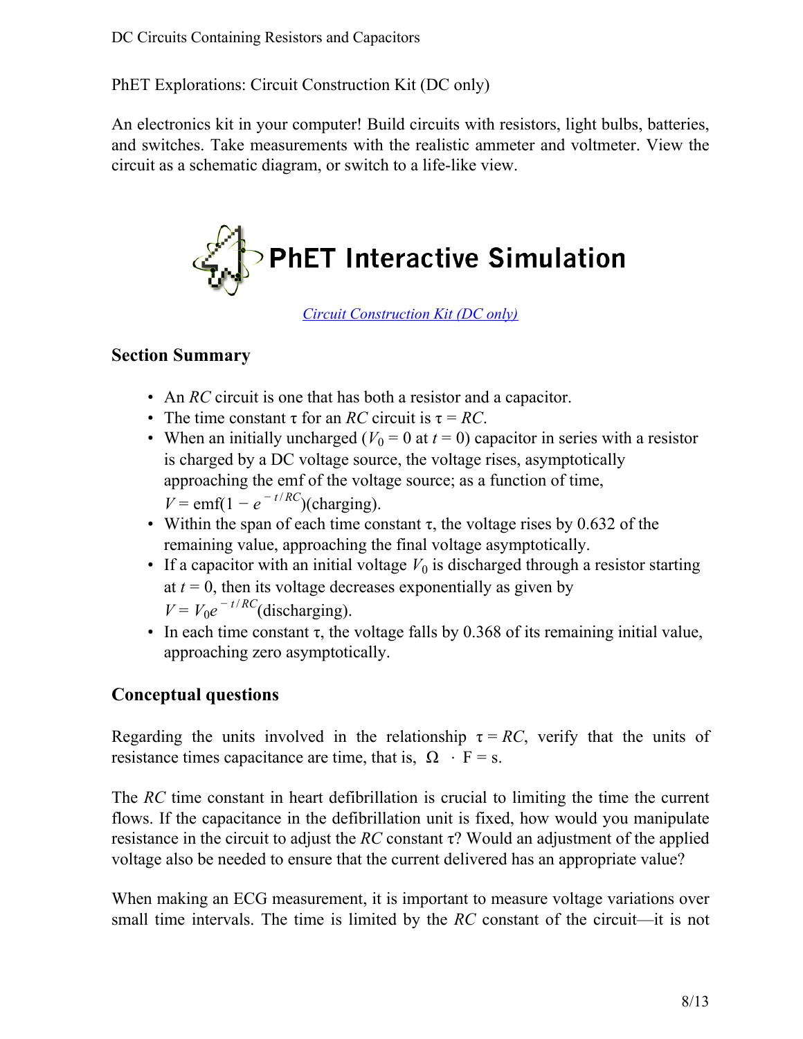PhET Explorations: Circuit Construction Kit (DC only)

An electronics kit in your computer! Build circuits with resistors, light bulbs, batteries, and switches. Take measurements with the realistic ammeter and voltmeter. View the circuit as a schematic diagram, or switch to a life-like view.

PhET Interactive Simulation

[Circuit Construction Kit (DC only)]()

## Section Summary

- An *RC* circuit is one that has both a resistor and a capacitor.
- The time constant τ for an *RC* circuit is $\tau = RC$.
- When an initially uncharged ($V_0 = 0$ at $t = 0$) capacitor in series with a resistor is charged by a DC voltage source, the voltage rises, asymptotically approaching the emf of the voltage source; as a function of time, $V = \text{emf}(1 - e^{-t/RC})$(charging).
- Within the span of each time constant τ, the voltage rises by 0.632 of the remaining value, approaching the final voltage asymptotically.
- If a capacitor with an initial voltage $V_0$ is discharged through a resistor starting at $t = 0$, then its voltage decreases exponentially as given by $V = V_0 e^{-t/RC}$(discharging).
- In each time constant τ, the voltage falls by 0.368 of its remaining initial value, approaching zero asymptotically.

## Conceptual questions

Regarding the units involved in the relationship $\tau = RC$, verify that the units of resistance times capacitance are time, that is, $\Omega \cdot \text{F} = \text{s}$.

The *RC* time constant in heart defibrillation is crucial to limiting the time the current flows. If the capacitance in the defibrillation unit is fixed, how would you manipulate resistance in the circuit to adjust the *RC* constant τ? Would an adjustment of the applied voltage also be needed to ensure that the current delivered has an appropriate value?

When making an ECG measurement, it is important to measure voltage variations over small time intervals. The time is limited by the *RC* constant of the circuit—it is not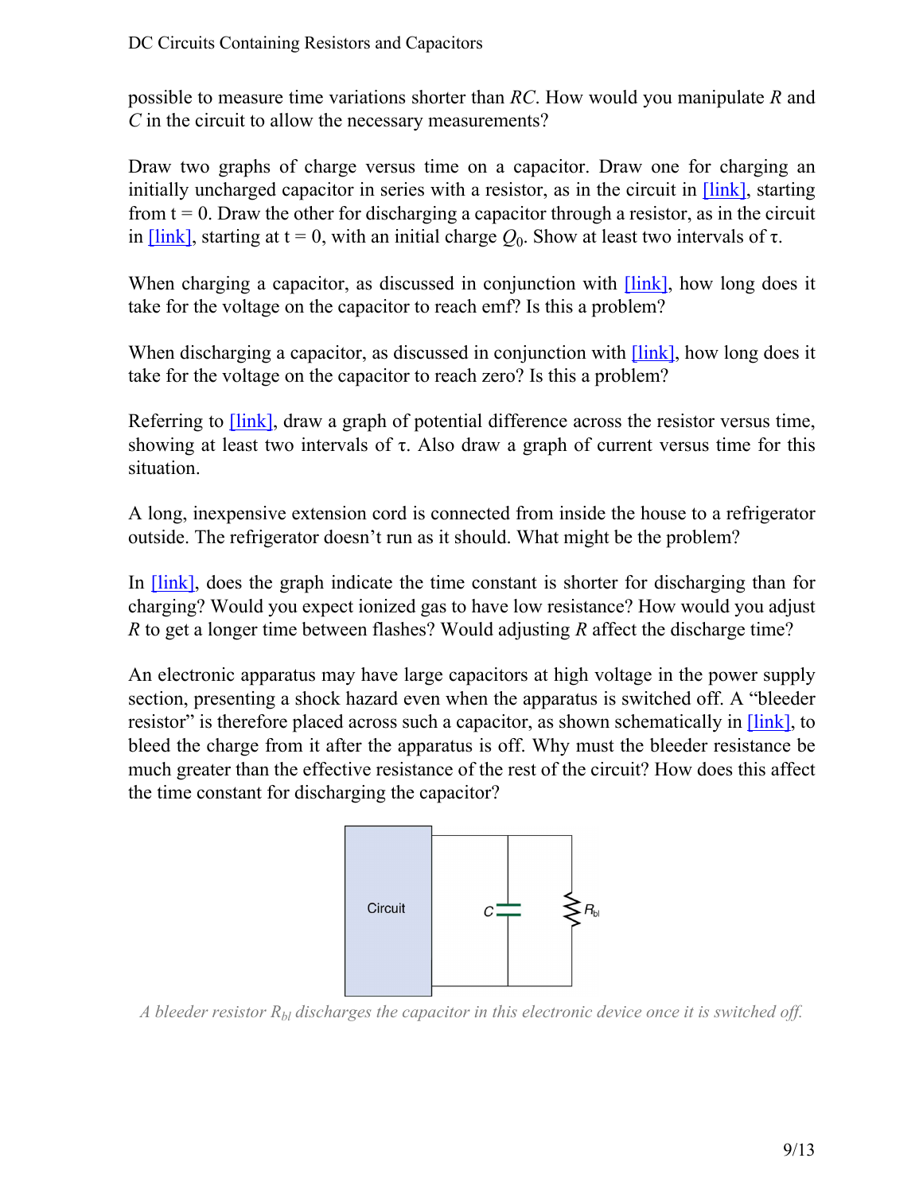possible to measure time variations shorter than $RC$. How would you manipulate $R$ and $C$ in the circuit to allow the necessary measurements?

Draw two graphs of charge versus time on a capacitor. Draw one for charging an initially uncharged capacitor in series with a resistor, as in the circuit in [link], starting from t = 0. Draw the other for discharging a capacitor through a resistor, as in the circuit in [link], starting at t = 0, with an initial charge $Q_0$. Show at least two intervals of $\tau$.

When charging a capacitor, as discussed in conjunction with [link], how long does it take for the voltage on the capacitor to reach emf? Is this a problem?

When discharging a capacitor, as discussed in conjunction with [link], how long does it take for the voltage on the capacitor to reach zero? Is this a problem?

Referring to [link], draw a graph of potential difference across the resistor versus time, showing at least two intervals of $\tau$. Also draw a graph of current versus time for this situation.

A long, inexpensive extension cord is connected from inside the house to a refrigerator outside. The refrigerator doesn't run as it should. What might be the problem?

In [link], does the graph indicate the time constant is shorter for discharging than for charging? Would you expect ionized gas to have low resistance? How would you adjust $R$ to get a longer time between flashes? Would adjusting $R$ affect the discharge time?

An electronic apparatus may have large capacitors at high voltage in the power supply section, presenting a shock hazard even when the apparatus is switched off. A "bleeder resistor" is therefore placed across such a capacitor, as shown schematically in [link], to bleed the charge from it after the apparatus is off. Why must the bleeder resistance be much greater than the effective resistance of the rest of the circuit? How does this affect the time constant for discharging the capacitor?

*A bleeder resistor $R_{bl}$ discharges the capacitor in this electronic device once it is switched off.*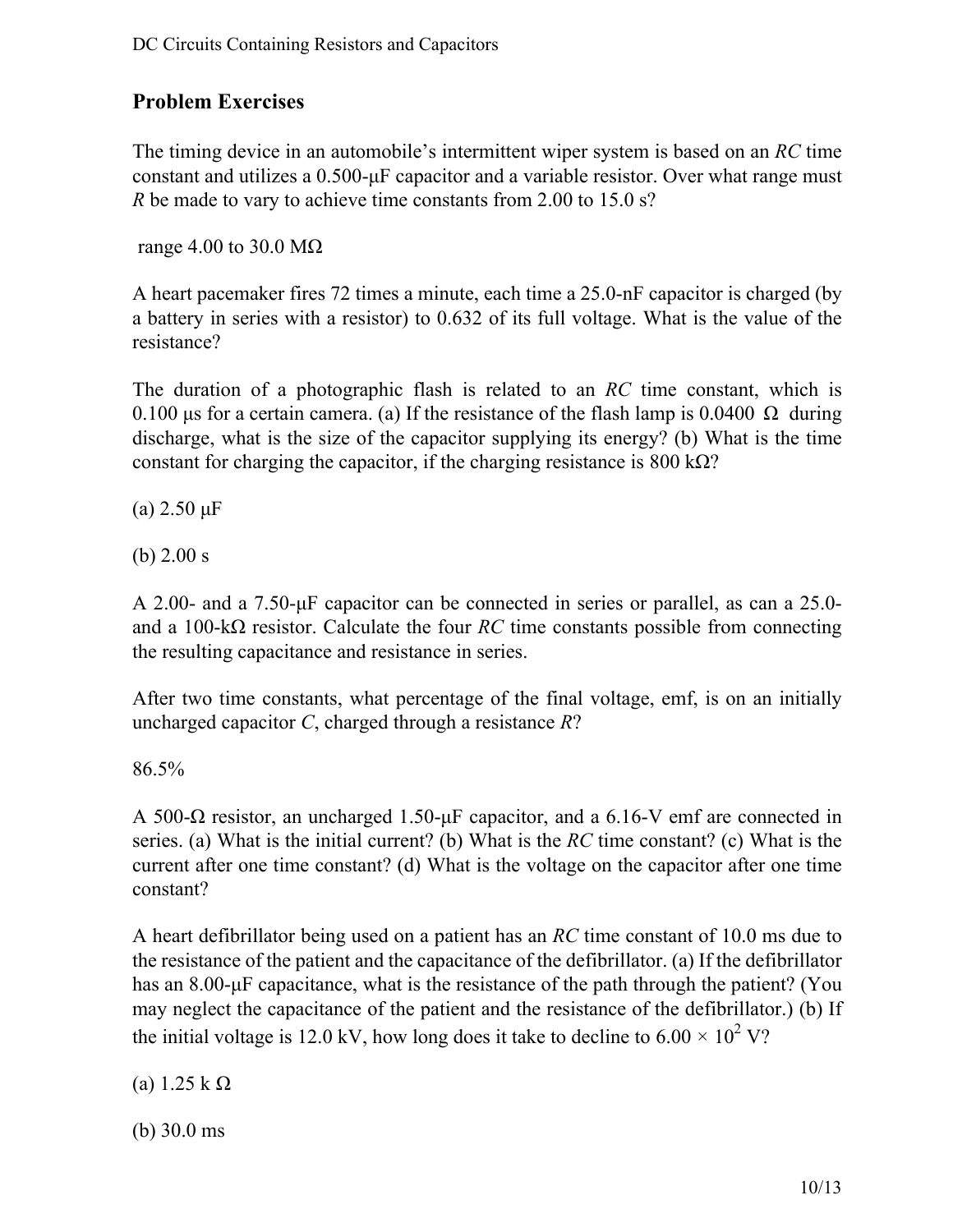## Problem Exercises

The timing device in an automobile's intermittent wiper system is based on an *RC* time constant and utilizes a 0.500-μF capacitor and a variable resistor. Over what range must *R* be made to vary to achieve time constants from 2.00 to 15.0 s?

range 4.00 to 30.0 MΩ

A heart pacemaker fires 72 times a minute, each time a 25.0-nF capacitor is charged (by a battery in series with a resistor) to 0.632 of its full voltage. What is the value of the resistance?

The duration of a photographic flash is related to an *RC* time constant, which is 0.100 μs for a certain camera. (a) If the resistance of the flash lamp is 0.0400 Ω during discharge, what is the size of the capacitor supplying its energy? (b) What is the time constant for charging the capacitor, if the charging resistance is 800 kΩ?

(a) 2.50 μF

(b) 2.00 s

A 2.00- and a 7.50-μF capacitor can be connected in series or parallel, as can a 25.0- and a 100-kΩ resistor. Calculate the four *RC* time constants possible from connecting the resulting capacitance and resistance in series.

After two time constants, what percentage of the final voltage, emf, is on an initially uncharged capacitor *C*, charged through a resistance *R*?

86.5%

A 500-Ω resistor, an uncharged 1.50-μF capacitor, and a 6.16-V emf are connected in series. (a) What is the initial current? (b) What is the *RC* time constant? (c) What is the current after one time constant? (d) What is the voltage on the capacitor after one time constant?

A heart defibrillator being used on a patient has an *RC* time constant of 10.0 ms due to the resistance of the patient and the capacitance of the defibrillator. (a) If the defibrillator has an 8.00-μF capacitance, what is the resistance of the path through the patient? (You may neglect the capacitance of the patient and the resistance of the defibrillator.) (b) If the initial voltage is 12.0 kV, how long does it take to decline to $6.00 \times 10^2$ V?

(a) 1.25 k Ω

(b) 30.0 ms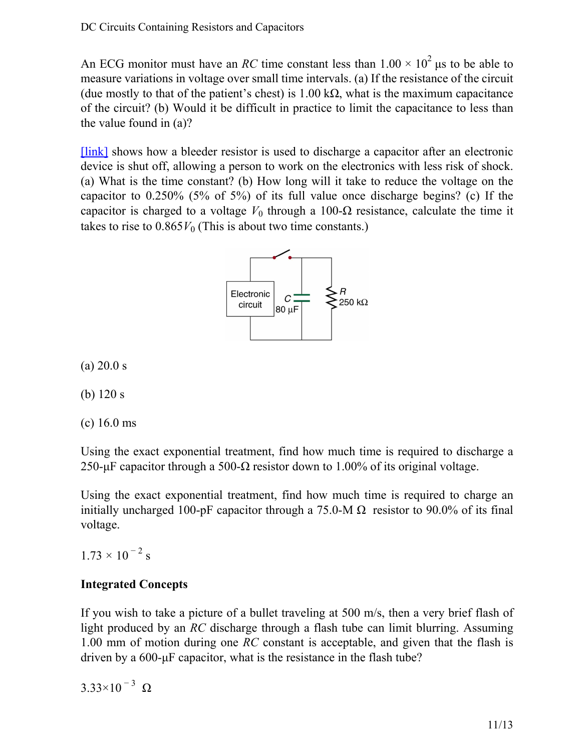An ECG monitor must have an *RC* time constant less than $1.00 \times 10^2$ μs to be able to measure variations in voltage over small time intervals. (a) If the resistance of the circuit (due mostly to that of the patient's chest) is 1.00 kΩ, what is the maximum capacitance of the circuit? (b) Would it be difficult in practice to limit the capacitance to less than the value found in (a)?

[link] shows how a bleeder resistor is used to discharge a capacitor after an electronic device is shut off, allowing a person to work on the electronics with less risk of shock. (a) What is the time constant? (b) How long will it take to reduce the voltage on the capacitor to 0.250% (5% of 5%) of its full value once discharge begins? (c) If the capacitor is charged to a voltage $V_0$ through a 100-Ω resistance, calculate the time it takes to rise to $0.865V_0$ (This is about two time constants.)

(a) 20.0 s

(b) 120 s

(c) 16.0 ms

Using the exact exponential treatment, find how much time is required to discharge a 250-μF capacitor through a 500-Ω resistor down to 1.00% of its original voltage.

Using the exact exponential treatment, find how much time is required to charge an initially uncharged 100-pF capacitor through a 75.0-M Ω resistor to 90.0% of its final voltage.

$1.73 \times 10^{-2}$ s

**Integrated Concepts**

If you wish to take a picture of a bullet traveling at 500 m/s, then a very brief flash of light produced by an *RC* discharge through a flash tube can limit blurring. Assuming 1.00 mm of motion during one *RC* constant is acceptable, and given that the flash is driven by a 600-μF capacitor, what is the resistance in the flash tube?

$3.33 \times 10^{-3}$ Ω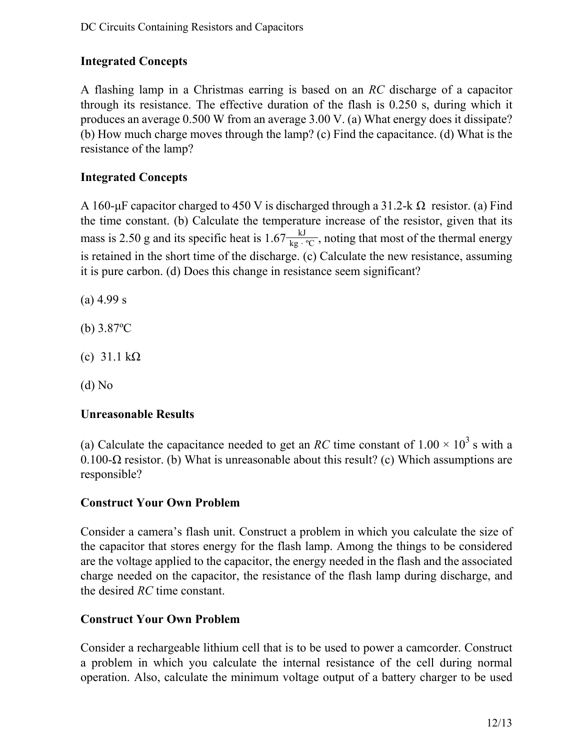## Integrated Concepts

A flashing lamp in a Christmas earring is based on an *RC* discharge of a capacitor through its resistance. The effective duration of the flash is 0.250 s, during which it produces an average 0.500 W from an average 3.00 V. (a) What energy does it dissipate? (b) How much charge moves through the lamp? (c) Find the capacitance. (d) What is the resistance of the lamp?

## Integrated Concepts

A 160-μF capacitor charged to 450 V is discharged through a 31.2-k Ω resistor. (a) Find the time constant. (b) Calculate the temperature increase of the resistor, given that its mass is 2.50 g and its specific heat is $1.67 \frac{\text{kJ}}{\text{kg} \cdot {}^{\circ}\text{C}}$, noting that most of the thermal energy is retained in the short time of the discharge. (c) Calculate the new resistance, assuming it is pure carbon. (d) Does this change in resistance seem significant?

(a) 4.99 s

(b) 3.87ºC

(c) 31.1 kΩ

(d) No

## Unreasonable Results

(a) Calculate the capacitance needed to get an *RC* time constant of $1.00 \times 10^{3}$ s with a 0.100-Ω resistor. (b) What is unreasonable about this result? (c) Which assumptions are responsible?

## Construct Your Own Problem

Consider a camera's flash unit. Construct a problem in which you calculate the size of the capacitor that stores energy for the flash lamp. Among the things to be considered are the voltage applied to the capacitor, the energy needed in the flash and the associated charge needed on the capacitor, the resistance of the flash lamp during discharge, and the desired *RC* time constant.

## Construct Your Own Problem

Consider a rechargeable lithium cell that is to be used to power a camcorder. Construct a problem in which you calculate the internal resistance of the cell during normal operation. Also, calculate the minimum voltage output of a battery charger to be used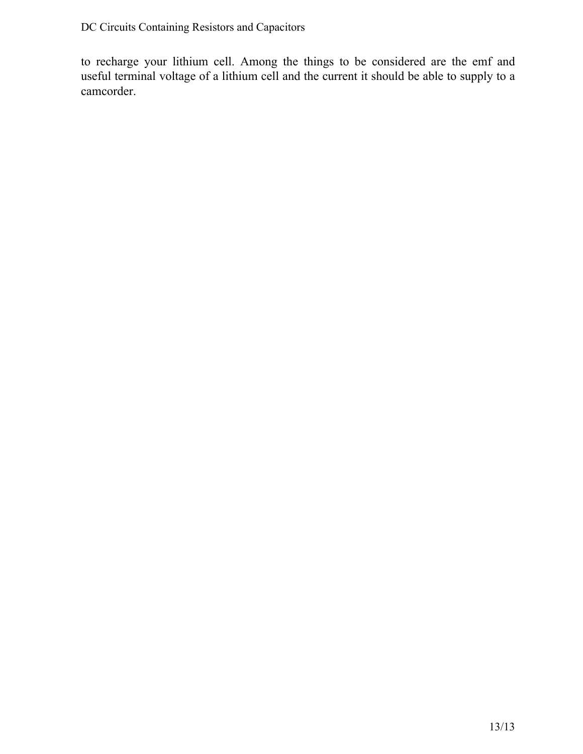to recharge your lithium cell. Among the things to be considered are the emf and useful terminal voltage of a lithium cell and the current it should be able to supply to a camcorder.